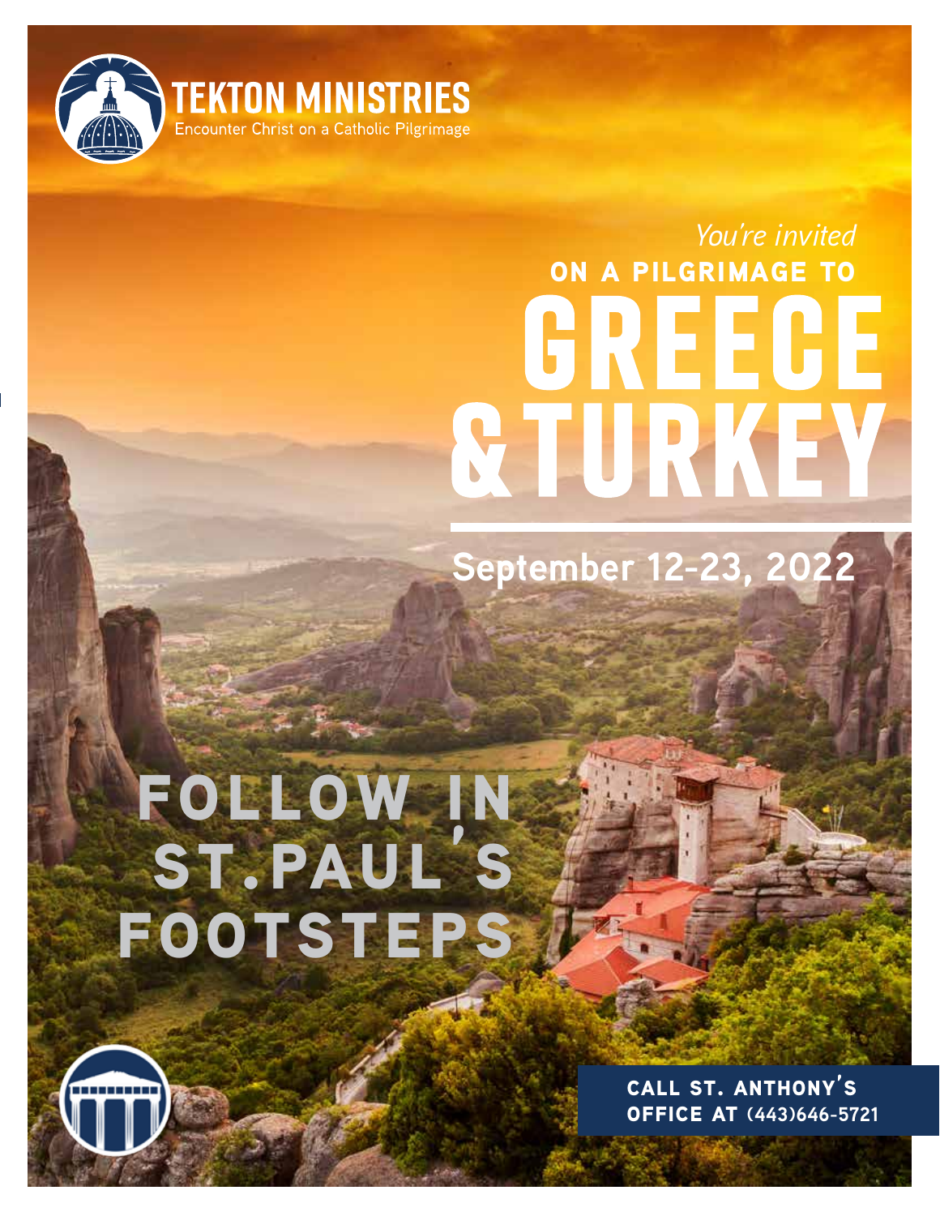**TEKTON MINISTRIES**
Encounter Christ on a Catholic Pilgrimage

*You're invited*

**ON A PILGRIMAGE TO**

# GREECE & TURKEY

## September 12-23, 2022

## FOLLOW IN ST. PAUL'S FOOTSTEPS

**CALL ST. ANTHONY'S OFFICE AT (443)646-5721**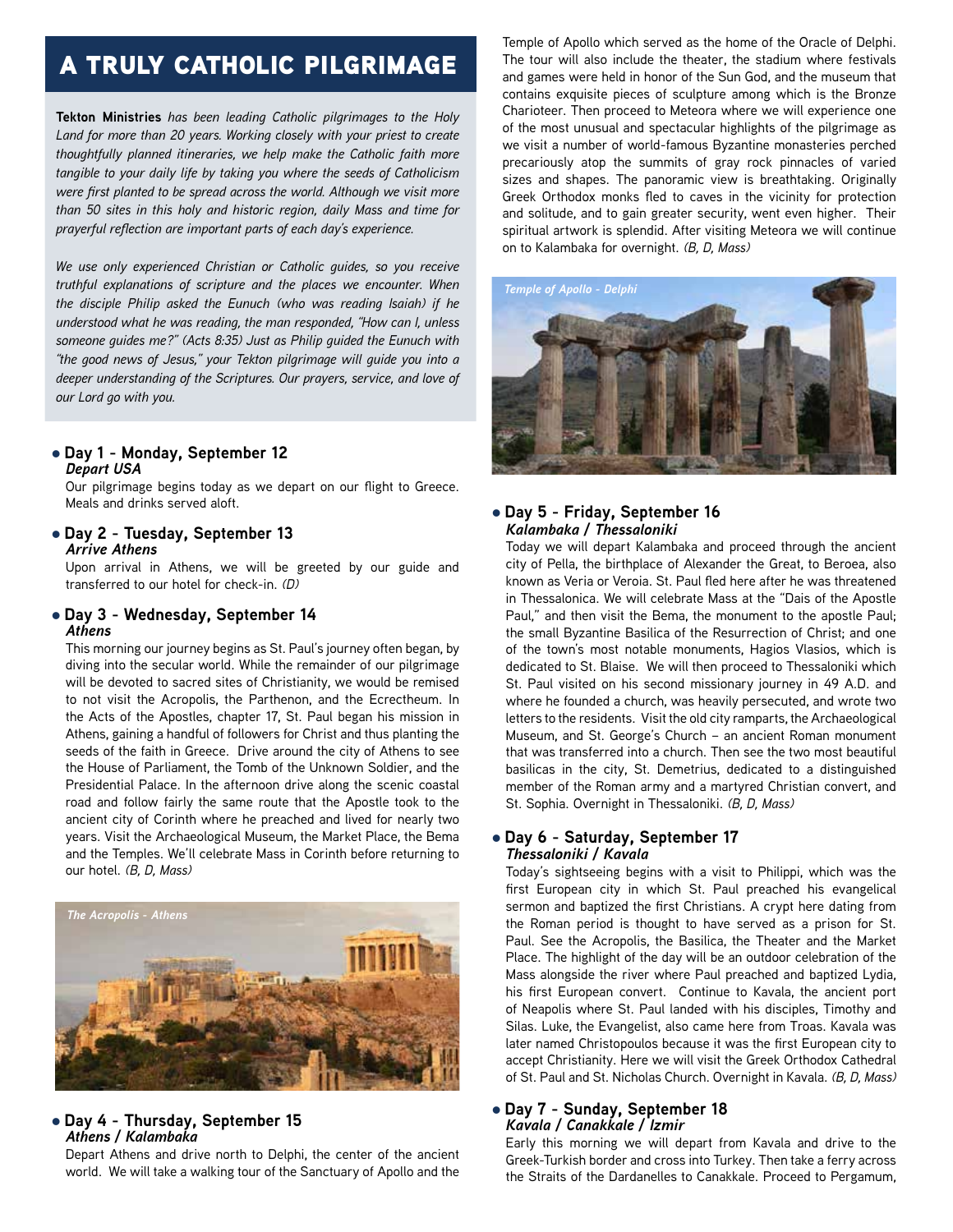# A TRULY CATHOLIC PILGRIMAGE

**Tekton Ministries** *has been leading Catholic pilgrimages to the Holy Land for more than 20 years. Working closely with your priest to create thoughtfully planned itineraries, we help make the Catholic faith more tangible to your daily life by taking you where the seeds of Catholicism were first planted to be spread across the world. Although we visit more than 50 sites in this holy and historic region, daily Mass and time for prayerful reflection are important parts of each day's experience.*

*We use only experienced Christian or Catholic guides, so you receive truthful explanations of scripture and the places we encounter. When the disciple Philip asked the Eunuch (who was reading Isaiah) if he understood what he was reading, the man responded, "How can I, unless someone guides me?" (Acts 8:35) Just as Philip guided the Eunuch with "the good news of Jesus," your Tekton pilgrimage will guide you into a deeper understanding of the Scriptures. Our prayers, service, and love of our Lord go with you.*

- **Day 1 - Monday, September 12**
  ***Depart USA***

Our pilgrimage begins today as we depart on our flight to Greece. Meals and drinks served aloft.

- **Day 2 - Tuesday, September 13**
  ***Arrive Athens***

Upon arrival in Athens, we will be greeted by our guide and transferred to our hotel for check-in. *(D)*

- **Day 3 - Wednesday, September 14**
  ***Athens***

This morning our journey begins as St. Paul's journey often began, by diving into the secular world. While the remainder of our pilgrimage will be devoted to sacred sites of Christianity, we would be remised to not visit the Acropolis, the Parthenon, and the Ecrectheum. In the Acts of the Apostles, chapter 17, St. Paul began his mission in Athens, gaining a handful of followers for Christ and thus planting the seeds of the faith in Greece. Drive around the city of Athens to see the House of Parliament, the Tomb of the Unknown Soldier, and the Presidential Palace. In the afternoon drive along the scenic coastal road and follow fairly the same route that the Apostle took to the ancient city of Corinth where he preached and lived for nearly two years. Visit the Archaeological Museum, the Market Place, the Bema and the Temples. We'll celebrate Mass in Corinth before returning to our hotel. *(B, D, Mass)*

*The Acropolis - Athens*

- **Day 4 - Thursday, September 15**
  ***Athens / Kalambaka***

Depart Athens and drive north to Delphi, the center of the ancient world. We will take a walking tour of the Sanctuary of Apollo and the Temple of Apollo which served as the home of the Oracle of Delphi. The tour will also include the theater, the stadium where festivals and games were held in honor of the Sun God, and the museum that contains exquisite pieces of sculpture among which is the Bronze Charioteer. Then proceed to Meteora where we will experience one of the most unusual and spectacular highlights of the pilgrimage as we visit a number of world-famous Byzantine monasteries perched precariously atop the summits of gray rock pinnacles of varied sizes and shapes. The panoramic view is breathtaking. Originally Greek Orthodox monks fled to caves in the vicinity for protection and solitude, and to gain greater security, went even higher. Their spiritual artwork is splendid. After visiting Meteora we will continue on to Kalambaka for overnight. *(B, D, Mass)*

*Temple of Apollo - Delphi*

- **Day 5 - Friday, September 16**
  ***Kalambaka / Thessaloniki***

Today we will depart Kalambaka and proceed through the ancient city of Pella, the birthplace of Alexander the Great, to Beroea, also known as Veria or Veroia. St. Paul fled here after he was threatened in Thessalonica. We will celebrate Mass at the "Dais of the Apostle Paul," and then visit the Bema, the monument to the apostle Paul; the small Byzantine Basilica of the Resurrection of Christ; and one of the town's most notable monuments, Hagios Vlasios, which is dedicated to St. Blaise. We will then proceed to Thessaloniki which St. Paul visited on his second missionary journey in 49 A.D. and where he founded a church, was heavily persecuted, and wrote two letters to the residents. Visit the old city ramparts, the Archaeological Museum, and St. George's Church – an ancient Roman monument that was transferred into a church. Then see the two most beautiful basilicas in the city, St. Demetrius, dedicated to a distinguished member of the Roman army and a martyred Christian convert, and St. Sophia. Overnight in Thessaloniki. *(B, D, Mass)*

- **Day 6 - Saturday, September 17**
  ***Thessaloniki / Kavala***

Today's sightseeing begins with a visit to Philippi, which was the first European city in which St. Paul preached his evangelical sermon and baptized the first Christians. A crypt here dating from the Roman period is thought to have served as a prison for St. Paul. See the Acropolis, the Basilica, the Theater and the Market Place. The highlight of the day will be an outdoor celebration of the Mass alongside the river where Paul preached and baptized Lydia, his first European convert. Continue to Kavala, the ancient port of Neapolis where St. Paul landed with his disciples, Timothy and Silas. Luke, the Evangelist, also came here from Troas. Kavala was later named Christopoulos because it was the first European city to accept Christianity. Here we will visit the Greek Orthodox Cathedral of St. Paul and St. Nicholas Church. Overnight in Kavala. *(B, D, Mass)*

- **Day 7 - Sunday, September 18**
  ***Kavala / Canakkale / Izmir***

Early this morning we will depart from Kavala and drive to the Greek-Turkish border and cross into Turkey. Then take a ferry across the Straits of the Dardanelles to Canakkale. Proceed to Pergamum,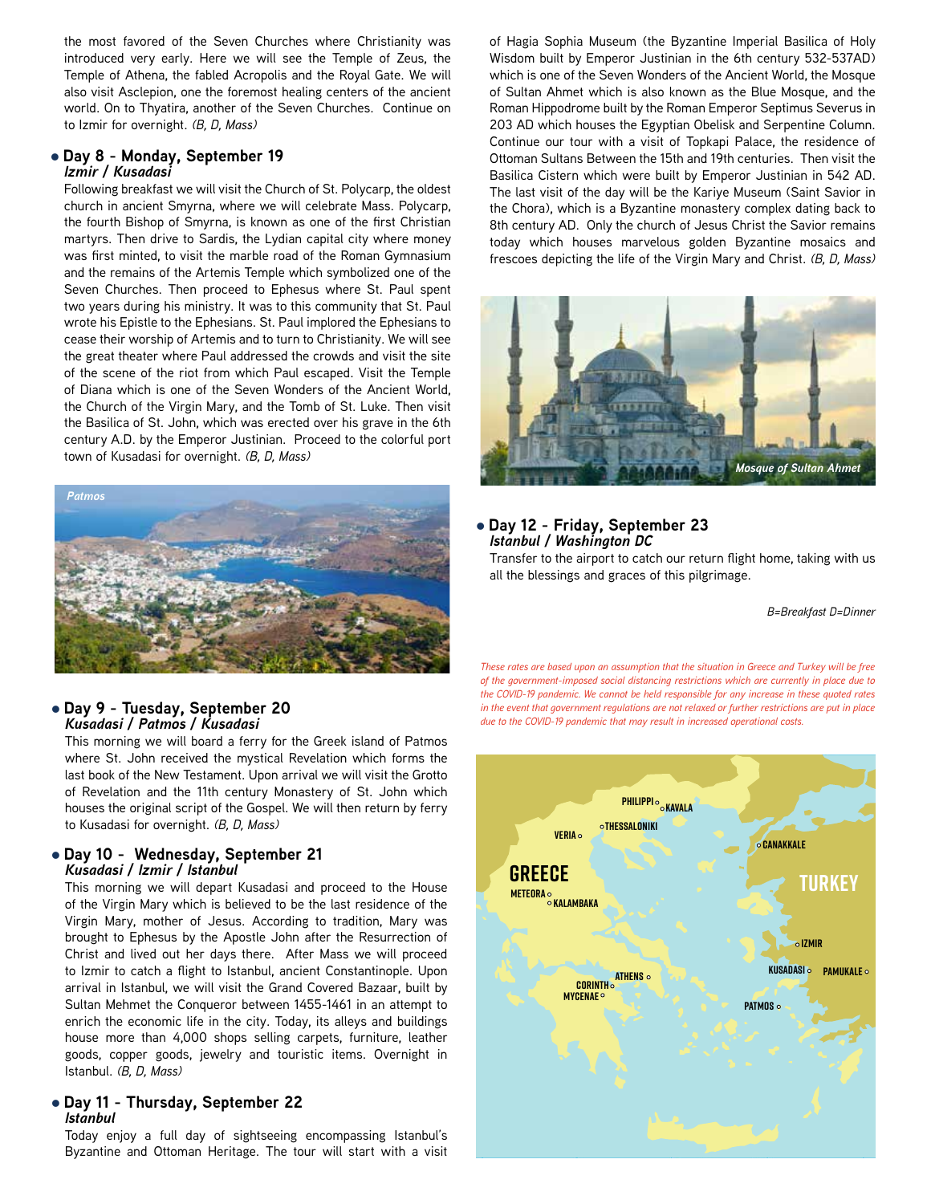the most favored of the Seven Churches where Christianity was introduced very early. Here we will see the Temple of Zeus, the Temple of Athena, the fabled Acropolis and the Royal Gate. We will also visit Asclepion, one the foremost healing centers of the ancient world. On to Thyatira, another of the Seven Churches. Continue on to Izmir for overnight. *(B, D, Mass)*

## • Day 8 - Monday, September 19
***Izmir / Kusadasi***

Following breakfast we will visit the Church of St. Polycarp, the oldest church in ancient Smyrna, where we will celebrate Mass. Polycarp, the fourth Bishop of Smyrna, is known as one of the first Christian martyrs. Then drive to Sardis, the Lydian capital city where money was first minted, to visit the marble road of the Roman Gymnasium and the remains of the Artemis Temple which symbolized one of the Seven Churches. Then proceed to Ephesus where St. Paul spent two years during his ministry. It was to this community that St. Paul wrote his Epistle to the Ephesians. St. Paul implored the Ephesians to cease their worship of Artemis and to turn to Christianity. We will see the great theater where Paul addressed the crowds and visit the site of the scene of the riot from which Paul escaped. Visit the Temple of Diana which is one of the Seven Wonders of the Ancient World, the Church of the Virgin Mary, and the Tomb of St. Luke. Then visit the Basilica of St. John, which was erected over his grave in the 6th century A.D. by the Emperor Justinian. Proceed to the colorful port town of Kusadasi for overnight. *(B, D, Mass)*

*Patmos*

## • Day 9 - Tuesday, September 20
***Kusadasi / Patmos / Kusadasi***

This morning we will board a ferry for the Greek island of Patmos where St. John received the mystical Revelation which forms the last book of the New Testament. Upon arrival we will visit the Grotto of Revelation and the 11th century Monastery of St. John which houses the original script of the Gospel. We will then return by ferry to Kusadasi for overnight. *(B, D, Mass)*

## • Day 10 - Wednesday, September 21
***Kusadasi / Izmir / Istanbul***

This morning we will depart Kusadasi and proceed to the House of the Virgin Mary which is believed to be the last residence of the Virgin Mary, mother of Jesus. According to tradition, Mary was brought to Ephesus by the Apostle John after the Resurrection of Christ and lived out her days there. After Mass we will proceed to Izmir to catch a flight to Istanbul, ancient Constantinople. Upon arrival in Istanbul, we will visit the Grand Covered Bazaar, built by Sultan Mehmet the Conqueror between 1455-1461 in an attempt to enrich the economic life in the city. Today, its alleys and buildings house more than 4,000 shops selling carpets, furniture, leather goods, copper goods, jewelry and touristic items. Overnight in Istanbul. *(B, D, Mass)*

## • Day 11 - Thursday, September 22
***Istanbul***

Today enjoy a full day of sightseeing encompassing Istanbul's Byzantine and Ottoman Heritage. The tour will start with a visit of Hagia Sophia Museum (the Byzantine Imperial Basilica of Holy Wisdom built by Emperor Justinian in the 6th century 532-537AD) which is one of the Seven Wonders of the Ancient World, the Mosque of Sultan Ahmet which is also known as the Blue Mosque, and the Roman Hippodrome built by the Roman Emperor Septimus Severus in 203 AD which houses the Egyptian Obelisk and Serpentine Column. Continue our tour with a visit of Topkapi Palace, the residence of Ottoman Sultans Between the 15th and 19th centuries. Then visit the Basilica Cistern which were built by Emperor Justinian in 542 AD. The last visit of the day will be the Kariye Museum (Saint Savior in the Chora), which is a Byzantine monastery complex dating back to 8th century AD. Only the church of Jesus Christ the Savior remains today which houses marvelous golden Byzantine mosaics and frescoes depicting the life of the Virgin Mary and Christ. *(B, D, Mass)*

*Mosque of Sultan Ahmet*

## • Day 12 - Friday, September 23
***Istanbul / Washington DC***

Transfer to the airport to catch our return flight home, taking with us all the blessings and graces of this pilgrimage.

*B=Breakfast D=Dinner*

*These rates are based upon an assumption that the situation in Greece and Turkey will be free of the government-imposed social distancing restrictions which are currently in place due to the COVID-19 pandemic. We cannot be held responsible for any increase in these quoted rates in the event that government regulations are not relaxed or further restrictions are put in place due to the COVID-19 pandemic that may result in increased operational costs.*

GREECE — TURKEY — PHILIPPI — KAVALA — THESSALONIKI — VERIA — CANAKKALE — METEORA — KALAMBAKA — IZMIR — KUSADASI — PAMUKALE — ATHENS — CORINTH — MYCENAE — PATMOS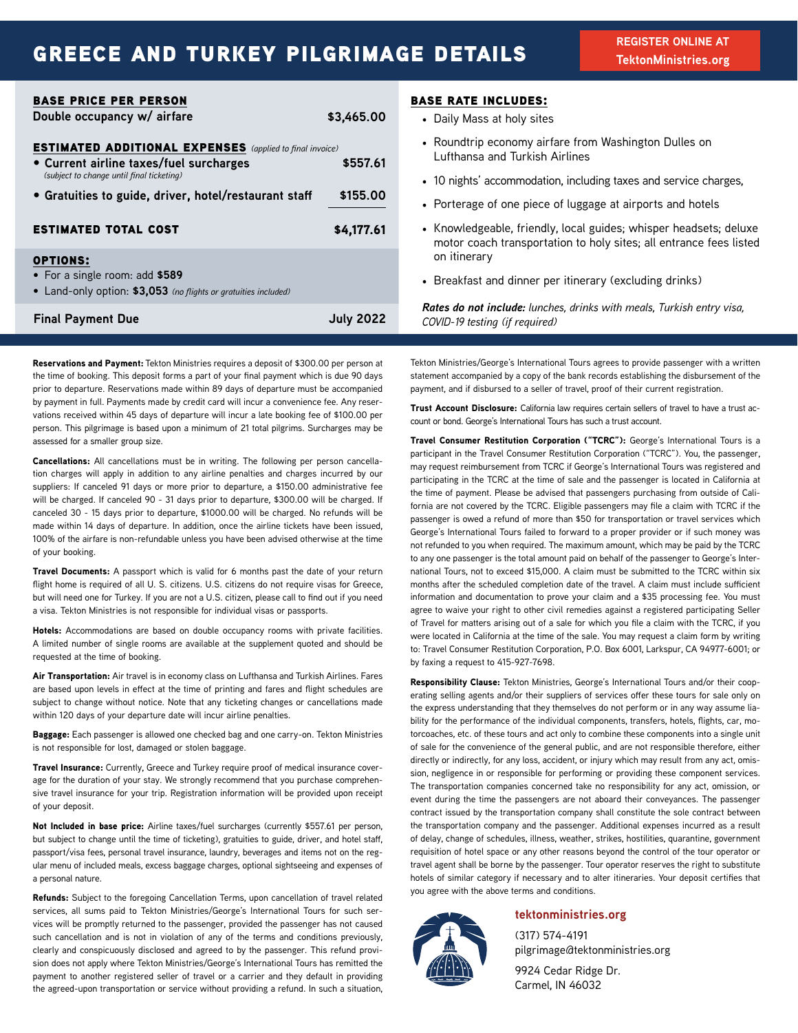# GREECE AND TURKEY PILGRIMAGE DETAILS

**REGISTER ONLINE AT TektonMinistries.org**

## BASE PRICE PER PERSON

| | |
|---|---|
| **Double occupancy w/ airfare** | **$3,465.00** |

## ESTIMATED ADDITIONAL EXPENSES *(applied to final invoice)*

| | |
|---|---|
| • **Current airline taxes/fuel surcharges** *(subject to change until final ticketing)* | **$557.61** |
| • **Gratuities to guide, driver, hotel/restaurant staff** | **$155.00** |
| **ESTIMATED TOTAL COST** | **$4,177.61** |

## OPTIONS:

- For a single room: add **$589**
- Land-only option: **$3,053** *(no flights or gratuities included)*

| | |
|---|---|
| **Final Payment Due** | **July 2022** |

## BASE RATE INCLUDES:

- Daily Mass at holy sites
- Roundtrip economy airfare from Washington Dulles on Lufthansa and Turkish Airlines
- 10 nights' accommodation, including taxes and service charges,
- Porterage of one piece of luggage at airports and hotels
- Knowledgeable, friendly, local guides; whisper headsets; deluxe motor coach transportation to holy sites; all entrance fees listed on itinerary
- Breakfast and dinner per itinerary (excluding drinks)

***Rates do not include:*** *lunches, drinks with meals, Turkish entry visa, COVID-19 testing (if required)*

**Reservations and Payment:** Tekton Ministries requires a deposit of $300.00 per person at the time of booking. This deposit forms a part of your final payment which is due 90 days prior to departure. Reservations made within 89 days of departure must be accompanied by payment in full. Payments made by credit card will incur a convenience fee. Any reservations received within 45 days of departure will incur a late booking fee of $100.00 per person. This pilgrimage is based upon a minimum of 21 total pilgrims. Surcharges may be assessed for a smaller group size.

**Cancellations:** All cancellations must be in writing. The following per person cancellation charges will apply in addition to any airline penalties and charges incurred by our suppliers: If canceled 91 days or more prior to departure, a $150.00 administrative fee will be charged. If canceled 90 - 31 days prior to departure, $300.00 will be charged. If canceled 30 - 15 days prior to departure, $1000.00 will be charged. No refunds will be made within 14 days of departure. In addition, once the airline tickets have been issued, 100% of the airfare is non-refundable unless you have been advised otherwise at the time of your booking.

**Travel Documents:** A passport which is valid for 6 months past the date of your return flight home is required of all U. S. citizens. U.S. citizens do not require visas for Greece, but will need one for Turkey. If you are not a U.S. citizen, please call to find out if you need a visa. Tekton Ministries is not responsible for individual visas or passports.

**Hotels:** Accommodations are based on double occupancy rooms with private facilities. A limited number of single rooms are available at the supplement quoted and should be requested at the time of booking.

**Air Transportation:** Air travel is in economy class on Lufthansa and Turkish Airlines. Fares are based upon levels in effect at the time of printing and fares and flight schedules are subject to change without notice. Note that any ticketing changes or cancellations made within 120 days of your departure date will incur airline penalties.

**Baggage:** Each passenger is allowed one checked bag and one carry-on. Tekton Ministries is not responsible for lost, damaged or stolen baggage.

**Travel Insurance:** Currently, Greece and Turkey require proof of medical insurance coverage for the duration of your stay. We strongly recommend that you purchase comprehensive travel insurance for your trip. Registration information will be provided upon receipt of your deposit.

**Not Included in base price:** Airline taxes/fuel surcharges (currently $557.61 per person, but subject to change until the time of ticketing), gratuities to guide, driver, and hotel staff, passport/visa fees, personal travel insurance, laundry, beverages and items not on the regular menu of included meals, excess baggage charges, optional sightseeing and expenses of a personal nature.

**Refunds:** Subject to the foregoing Cancellation Terms, upon cancellation of travel related services, all sums paid to Tekton Ministries/George's International Tours for such services will be promptly returned to the passenger, provided the passenger has not caused such cancellation and is not in violation of any of the terms and conditions previously, clearly and conspicuously disclosed and agreed to by the passenger. This refund provision does not apply where Tekton Ministries/George's International Tours has remitted the payment to another registered seller of travel or a carrier and they default in providing the agreed-upon transportation or service without providing a refund. In such a situation, Tekton Ministries/George's International Tours agrees to provide passenger with a written statement accompanied by a copy of the bank records establishing the disbursement of the payment, and if disbursed to a seller of travel, proof of their current registration.

**Trust Account Disclosure:** California law requires certain sellers of travel to have a trust account or bond. George's International Tours has such a trust account.

**Travel Consumer Restitution Corporation ("TCRC"):** George's International Tours is a participant in the Travel Consumer Restitution Corporation ("TCRC"). You, the passenger, may request reimbursement from TCRC if George's International Tours was registered and participating in the TCRC at the time of sale and the passenger is located in California at the time of payment. Please be advised that passengers purchasing from outside of California are not covered by the TCRC. Eligible passengers may file a claim with TCRC if the passenger is owed a refund of more than $50 for transportation or travel services which George's International Tours failed to forward to a proper provider or if such money was not refunded to you when required. The maximum amount, which may be paid by the TCRC to any one passenger is the total amount paid on behalf of the passenger to George's International Tours, not to exceed $15,000. A claim must be submitted to the TCRC within six months after the scheduled completion date of the travel. A claim must include sufficient information and documentation to prove your claim and a $35 processing fee. You must agree to waive your right to other civil remedies against a registered participating Seller of Travel for matters arising out of a sale for which you file a claim with the TCRC, if you were located in California at the time of the sale. You may request a claim form by writing to: Travel Consumer Restitution Corporation, P.O. Box 6001, Larkspur, CA 94977-6001; or by faxing a request to 415-927-7698.

**Responsibility Clause:** Tekton Ministries, George's International Tours and/or their cooperating selling agents and/or their suppliers of services offer these tours for sale only on the express understanding that they themselves do not perform or in any way assume liability for the performance of the individual components, transfers, hotels, flights, car, motorcoaches, etc. of these tours and act only to combine these components into a single unit of sale for the convenience of the general public, and are not responsible therefore, either directly or indirectly, for any loss, accident, or injury which may result from any act, omission, negligence in or responsible for performing or providing these component services. The transportation companies concerned take no responsibility for any act, omission, or event during the time the passengers are not aboard their conveyances. The passenger contract issued by the transportation company shall constitute the sole contract between the transportation company and the passenger. Additional expenses incurred as a result of delay, change of schedules, illness, weather, strikes, hostilities, quarantine, government requisition of hotel space or any other reasons beyond the control of the tour operator or travel agent shall be borne by the passenger. Tour operator reserves the right to substitute hotels of similar category if necessary and to alter itineraries. Your deposit certifies that you agree with the above terms and conditions.

**tektonministries.org**

(317) 574-4191
pilgrimage@tektonministries.org

9924 Cedar Ridge Dr.
Carmel, IN 46032